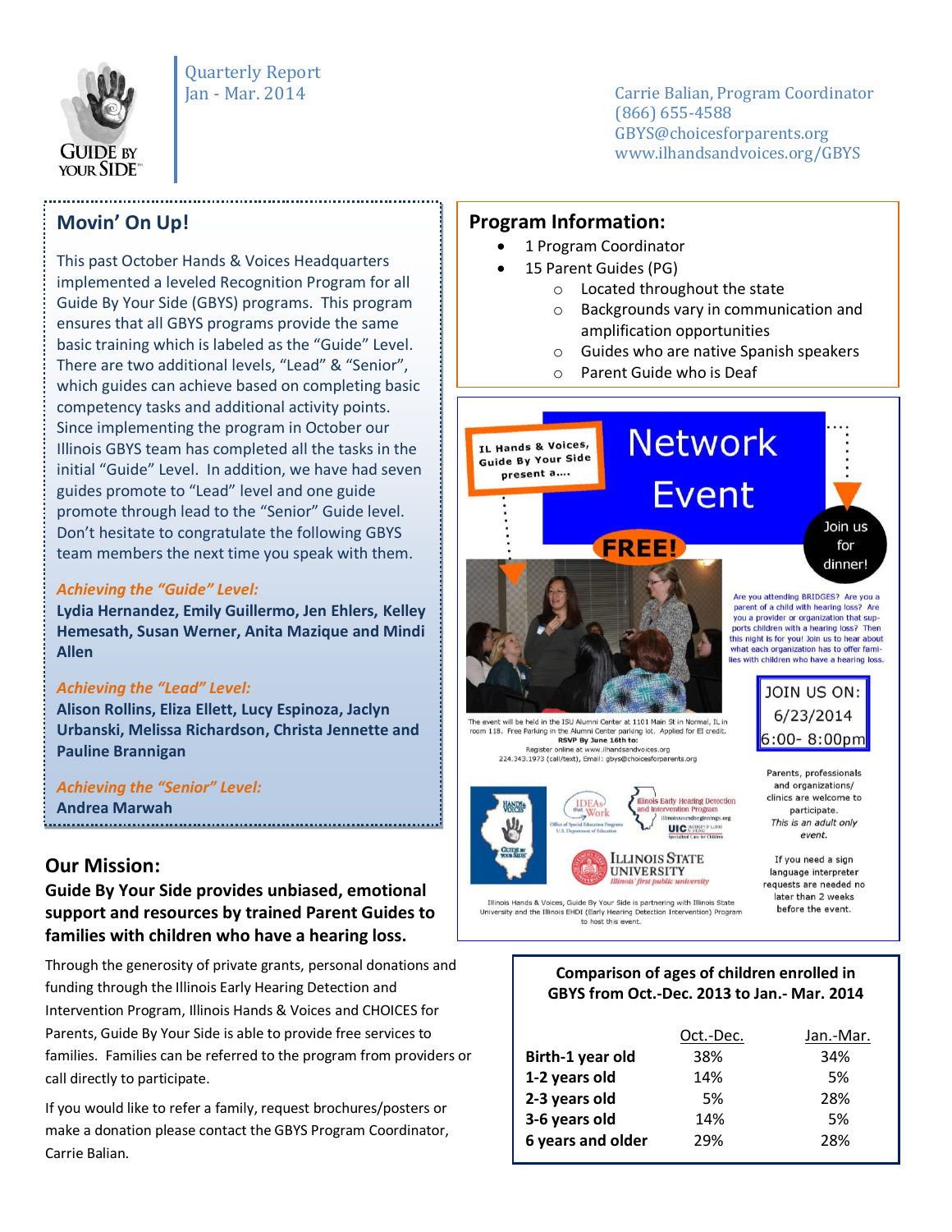# Guide By Your Side

Quarterly Report
Jan - Mar. 2014

Carrie Balian, Program Coordinator
(866) 655-4588
GBYS@choicesforparents.org
www.ilhandsandvoices.org/GBYS

## Movin' On Up!

This past October Hands & Voices Headquarters implemented a leveled Recognition Program for all Guide By Your Side (GBYS) programs. This program ensures that all GBYS programs provide the same basic training which is labeled as the "Guide" Level. There are two additional levels, "Lead" & "Senior", which guides can achieve based on completing basic competency tasks and additional activity points. Since implementing the program in October our Illinois GBYS team has completed all the tasks in the initial "Guide" Level. In addition, we have had seven guides promote to "Lead" level and one guide promote through lead to the "Senior" Guide level. Don't hesitate to congratulate the following GBYS team members the next time you speak with them.

*Achieving the "Guide" Level:*
**Lydia Hernandez, Emily Guillermo, Jen Ehlers, Kelley Hemesath, Susan Werner, Anita Mazique and Mindi Allen**

*Achieving the "Lead" Level:*
**Alison Rollins, Eliza Ellett, Lucy Espinoza, Jaclyn Urbanski, Melissa Richardson, Christa Jennette and Pauline Brannigan**

*Achieving the "Senior" Level:*
**Andrea Marwah**

## Our Mission:

**Guide By Your Side provides unbiased, emotional support and resources by trained Parent Guides to families with children who have a hearing loss.**

Through the generosity of private grants, personal donations and funding through the Illinois Early Hearing Detection and Intervention Program, Illinois Hands & Voices and CHOICES for Parents, Guide By Your Side is able to provide free services to families. Families can be referred to the program from providers or call directly to participate.

If you would like to refer a family, request brochures/posters or make a donation please contact the GBYS Program Coordinator, Carrie Balian.

## Program Information:

- 1 Program Coordinator
- 15 Parent Guides (PG)
  - Located throughout the state
  - Backgrounds vary in communication and amplification opportunities
  - Guides who are native Spanish speakers
  - Parent Guide who is Deaf

IL Hands & Voices, Guide By Your Side present a....

## Network Event

**FREE!**

Join us for dinner!

Are you attending BRIDGES? Are you a parent of a child with hearing loss? Are you a provider or organization that supports children with a hearing loss? Then this night is for you! Join us to hear about what each organization has to offer families with children who have a hearing loss.

JOIN US ON:
6/23/2014
6:00- 8:00pm

The event will be held in the ISU Alumni Center at 1101 Main St in Normal, IL in room 118. Free Parking in the Alumni Center parking lot. Applied for EI credit.
**RSVP By June 16th to:**
Register online at www.ilhandsandvoices.org
224.343.1973 (call/text), Email: gbys@choicesforparents.org

Parents, professionals and organizations/ clinics are welcome to participate.
*This is an adult only event.*

If you need a sign language interpreter requests are needed no later than 2 weeks before the event.

Illinois Hands & Voices, Guide By Your Side is partnering with Illinois State University and the Illinois EHDI (Early Hearing Detection Intervention) Program to host this event.

**Comparison of ages of children enrolled in GBYS from Oct.-Dec. 2013 to Jan.- Mar. 2014**

| | Oct.-Dec. | Jan.-Mar. |
|---|---|---|
| **Birth-1 year old** | 38% | 34% |
| **1-2 years old** | 14% | 5% |
| **2-3 years old** | 5% | 28% |
| **3-6 years old** | 14% | 5% |
| **6 years and older** | 29% | 28% |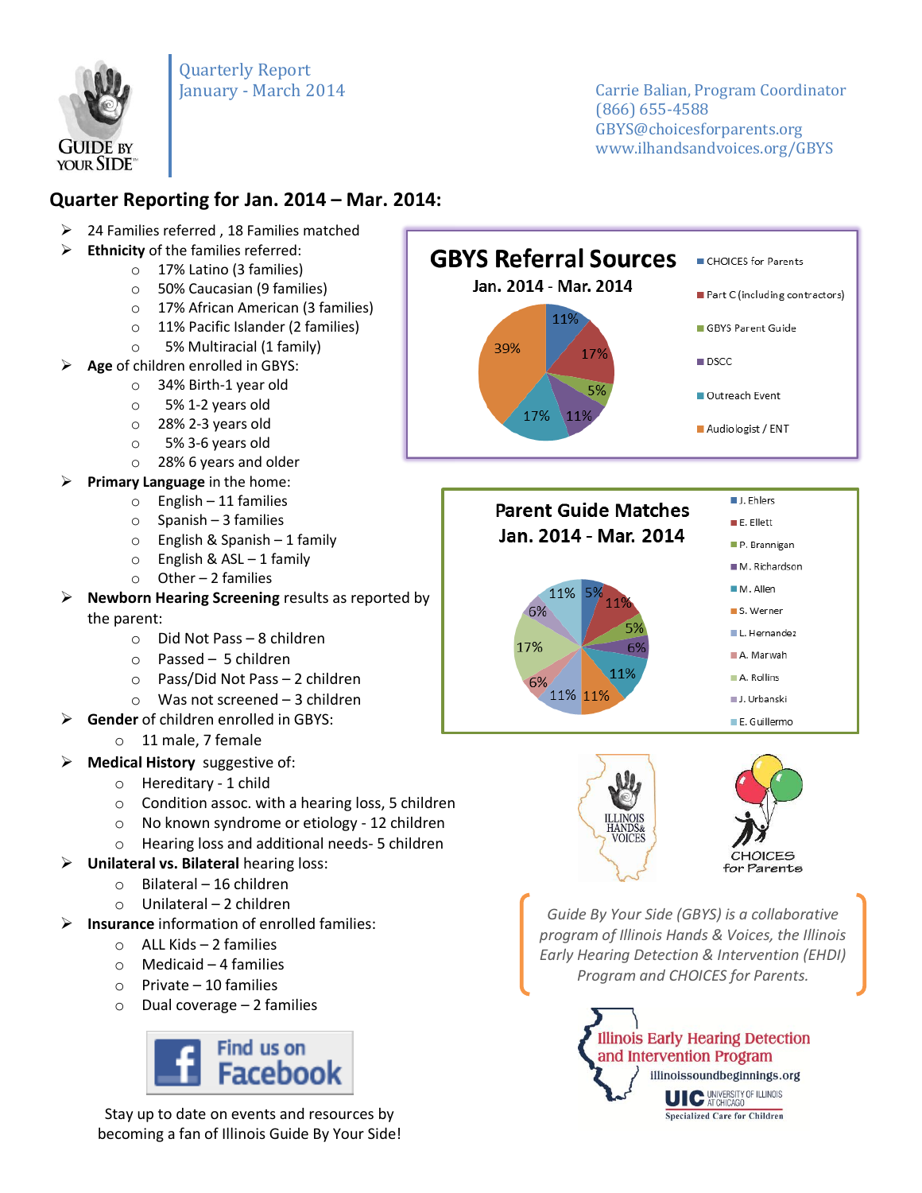Quarterly Report
January - March 2014

Carrie Balian, Program Coordinator
(866) 655-4588
GBYS@choicesforparents.org
www.ilhandsandvoices.org/GBYS

## Quarter Reporting for Jan. 2014 – Mar. 2014:

- 24 Families referred , 18 Families matched
- **Ethnicity** of the families referred:
  - 17% Latino (3 families)
  - 50% Caucasian (9 families)
  - 17% African American (3 families)
  - 11% Pacific Islander (2 families)
  - 5% Multiracial (1 family)
- **Age** of children enrolled in GBYS:
  - 34% Birth-1 year old
  - 5% 1-2 years old
  - 28% 2-3 years old
  - 5% 3-6 years old
  - 28% 6 years and older
- **Primary Language** in the home:
  - English – 11 families
  - Spanish – 3 families
  - English & Spanish – 1 family
  - English & ASL – 1 family
  - Other – 2 families
- **Newborn Hearing Screening** results as reported by the parent:
  - Did Not Pass – 8 children
  - Passed – 5 children
  - Pass/Did Not Pass – 2 children
  - Was not screened – 3 children
- **Gender** of children enrolled in GBYS:
  - 11 male, 7 female
- **Medical History** suggestive of:
  - Hereditary - 1 child
  - Condition assoc. with a hearing loss, 5 children
  - No known syndrome or etiology - 12 children
  - Hearing loss and additional needs- 5 children
- **Unilateral vs. Bilateral** hearing loss:
  - Bilateral – 16 children
  - Unilateral – 2 children
- **Insurance** information of enrolled families:
  - ALL Kids – 2 families
  - Medicaid – 4 families
  - Private – 10 families
  - Dual coverage – 2 families

**GBYS Referral Sources**
Jan. 2014 - Mar. 2014

11%
17%
5%
11%
17%
39%

CHOICES for Parents
Part C (including contractors)
GBYS Parent Guide
DSCC
Outreach Event
Audiologist / ENT

**Parent Guide Matches**
Jan. 2014 - Mar. 2014

5%
11%
5%
6%
11%
11%
11%
6%
17%
6%
11%

J. Ehlers
E. Ellett
P. Brannigan
M. Richardson
M. Allen
S. Werner
L. Hernandez
A. Marwah
A. Rollins
J. Urbanski
E. Guillermo

Find us on Facebook

Stay up to date on events and resources by becoming a fan of Illinois Guide By Your Side!

*Guide By Your Side (GBYS) is a collaborative program of Illinois Hands & Voices, the Illinois Early Hearing Detection & Intervention (EHDI) Program and CHOICES for Parents.*

Illinois Early Hearing Detection and Intervention Program
illinoissoundbeginnings.org
UIC University of Illinois at Chicago
Specialized Care for Children